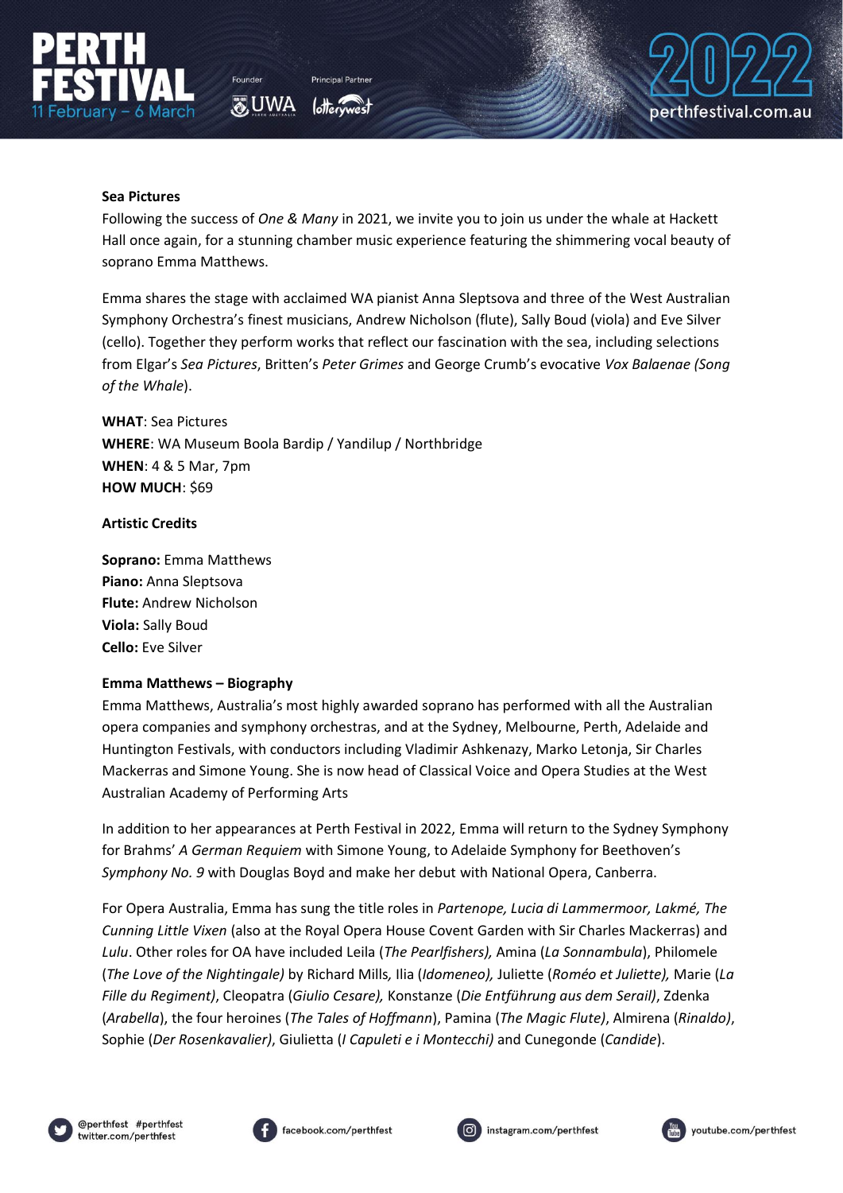**Sea Pictures**

Following the success of *One & Many* in 2021, we invite you to join us under the whale at Hackett Hall once again, for a stunning chamber music experience featuring the shimmering vocal beauty of soprano Emma Matthews.

Emma shares the stage with acclaimed WA pianist Anna Sleptsova and three of the West Australian Symphony Orchestra's finest musicians, Andrew Nicholson (flute), Sally Boud (viola) and Eve Silver (cello). Together they perform works that reflect our fascination with the sea, including selections from Elgar's *Sea Pictures*, Britten's *Peter Grimes* and George Crumb's evocative *Vox Balaenae (Song of the Whale*).

**WHAT**: Sea Pictures
**WHERE**: WA Museum Boola Bardip / Yandilup / Northbridge
**WHEN**: 4 & 5 Mar, 7pm
**HOW MUCH**: $69

**Artistic Credits**

**Soprano:** Emma Matthews
**Piano:** Anna Sleptsova
**Flute:** Andrew Nicholson
**Viola:** Sally Boud
**Cello:** Eve Silver

**Emma Matthews – Biography**

Emma Matthews, Australia's most highly awarded soprano has performed with all the Australian opera companies and symphony orchestras, and at the Sydney, Melbourne, Perth, Adelaide and Huntington Festivals, with conductors including Vladimir Ashkenazy, Marko Letonja, Sir Charles Mackerras and Simone Young. She is now head of Classical Voice and Opera Studies at the West Australian Academy of Performing Arts

In addition to her appearances at Perth Festival in 2022, Emma will return to the Sydney Symphony for Brahms' *A German Requiem* with Simone Young, to Adelaide Symphony for Beethoven's *Symphony No. 9* with Douglas Boyd and make her debut with National Opera, Canberra.

For Opera Australia, Emma has sung the title roles in *Partenope, Lucia di Lammermoor, Lakmé, The Cunning Little Vixen* (also at the Royal Opera House Covent Garden with Sir Charles Mackerras) and *Lulu*. Other roles for OA have included Leila (*The Pearlfishers),* Amina (*La Sonnambula*), Philomele (*The Love of the Nightingale)* by Richard Mills*,* Ilia (*Idomeneo),* Juliette (*Roméo et Juliette),* Marie (*La Fille du Regiment)*, Cleopatra (*Giulio Cesare),* Konstanze (*Die Entführung aus dem Serail)*, Zdenka (*Arabella*), the four heroines (*The Tales of Hoffmann*), Pamina (*The Magic Flute)*, Almirena (*Rinaldo)*, Sophie (*Der Rosenkavalier)*, Giulietta (*I Capuleti e i Montecchi)* and Cunegonde (*Candide*).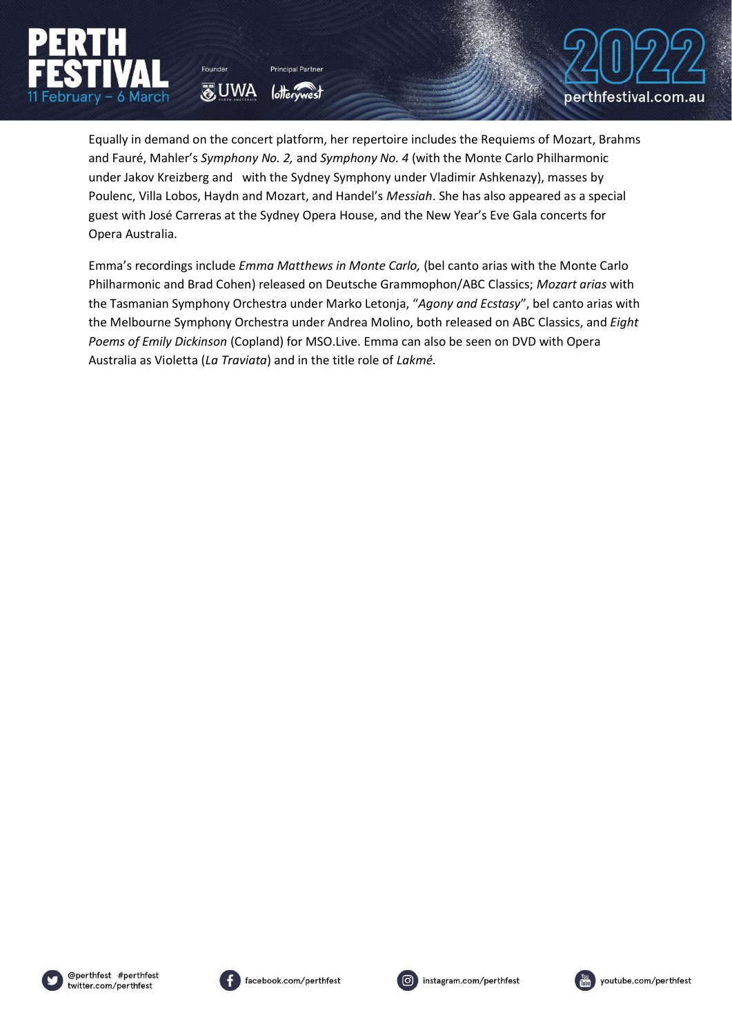Equally in demand on the concert platform, her repertoire includes the Requiems of Mozart, Brahms and Fauré, Mahler's *Symphony No. 2,* and *Symphony No. 4* (with the Monte Carlo Philharmonic under Jakov Kreizberg and with the Sydney Symphony under Vladimir Ashkenazy), masses by Poulenc, Villa Lobos, Haydn and Mozart, and Handel's *Messiah*. She has also appeared as a special guest with José Carreras at the Sydney Opera House, and the New Year's Eve Gala concerts for Opera Australia.

Emma's recordings include *Emma Matthews in Monte Carlo,* (bel canto arias with the Monte Carlo Philharmonic and Brad Cohen) released on Deutsche Grammophon/ABC Classics; *Mozart arias* with the Tasmanian Symphony Orchestra under Marko Letonja, "*Agony and Ecstasy*", bel canto arias with the Melbourne Symphony Orchestra under Andrea Molino, both released on ABC Classics, and *Eight Poems of Emily Dickinson* (Copland) for MSO.Live. Emma can also be seen on DVD with Opera Australia as Violetta (*La Traviata*) and in the title role of *Lakmé.*